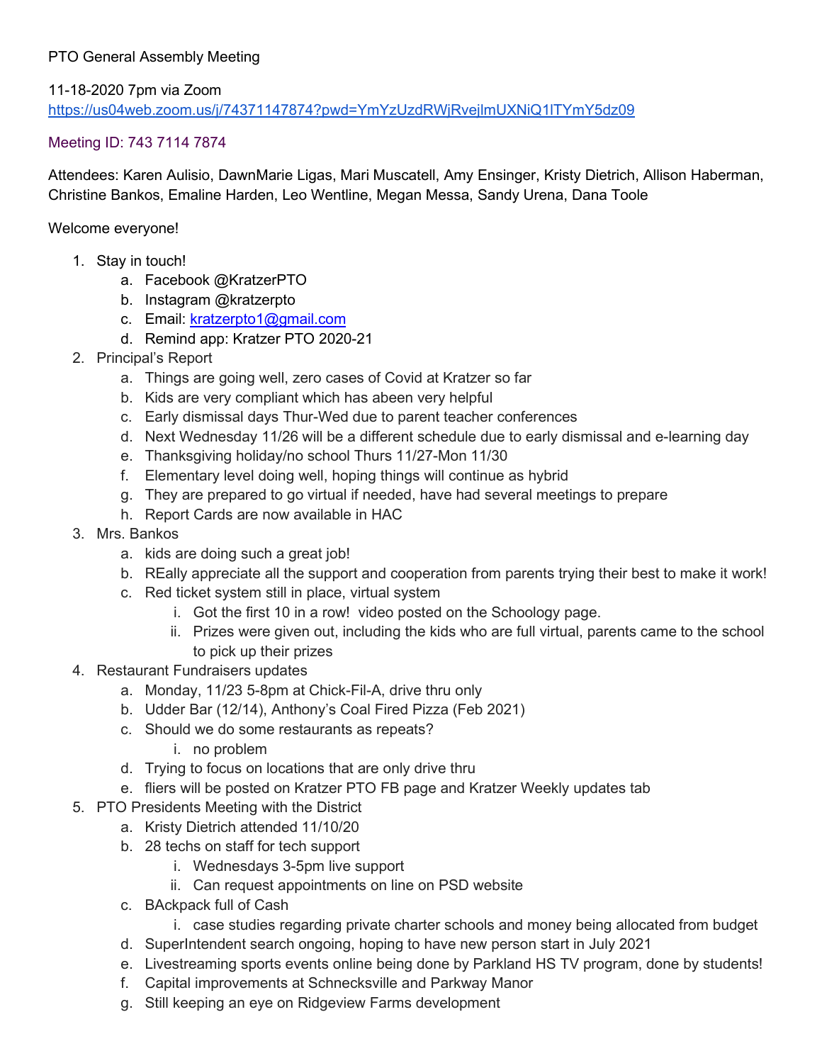PTO General Assembly Meeting

11-18-2020 7pm via Zoom
https://us04web.zoom.us/j/74371147874?pwd=YmYzUzdRWjRvejlmUXNiQ1lTYmY5dz09

Meeting ID: 743 7114 7874

Attendees: Karen Aulisio, DawnMarie Ligas, Mari Muscatell, Amy Ensinger, Kristy Dietrich, Allison Haberman, Christine Bankos, Emaline Harden, Leo Wentline, Megan Messa, Sandy Urena, Dana Toole

Welcome everyone!

1. Stay in touch!
    a. Facebook @KratzerPTO
    b. Instagram @kratzerpto
    c. Email: kratzerpto1@gmail.com
    d. Remind app: Kratzer PTO 2020-21
2. Principal's Report
    a. Things are going well, zero cases of Covid at Kratzer so far
    b. Kids are very compliant which has abeen very helpful
    c. Early dismissal days Thur-Wed due to parent teacher conferences
    d. Next Wednesday 11/26 will be a different schedule due to early dismissal and e-learning day
    e. Thanksgiving holiday/no school Thurs 11/27-Mon 11/30
    f. Elementary level doing well, hoping things will continue as hybrid
    g. They are prepared to go virtual if needed, have had several meetings to prepare
    h. Report Cards are now available in HAC
3. Mrs. Bankos
    a. kids are doing such a great job!
    b. REally appreciate all the support and cooperation from parents trying their best to make it work!
    c. Red ticket system still in place, virtual system
        i. Got the first 10 in a row! video posted on the Schoology page.
        ii. Prizes were given out, including the kids who are full virtual, parents came to the school to pick up their prizes
4. Restaurant Fundraisers updates
    a. Monday, 11/23 5-8pm at Chick-Fil-A, drive thru only
    b. Udder Bar (12/14), Anthony's Coal Fired Pizza (Feb 2021)
    c. Should we do some restaurants as repeats?
        i. no problem
    d. Trying to focus on locations that are only drive thru
    e. fliers will be posted on Kratzer PTO FB page and Kratzer Weekly updates tab
5. PTO Presidents Meeting with the District
    a. Kristy Dietrich attended 11/10/20
    b. 28 techs on staff for tech support
        i. Wednesdays 3-5pm live support
        ii. Can request appointments on line on PSD website
    c. BAckpack full of Cash
        i. case studies regarding private charter schools and money being allocated from budget
    d. SuperIntendent search ongoing, hoping to have new person start in July 2021
    e. Livestreaming sports events online being done by Parkland HS TV program, done by students!
    f. Capital improvements at Schnecksville and Parkway Manor
    g. Still keeping an eye on Ridgeview Farms development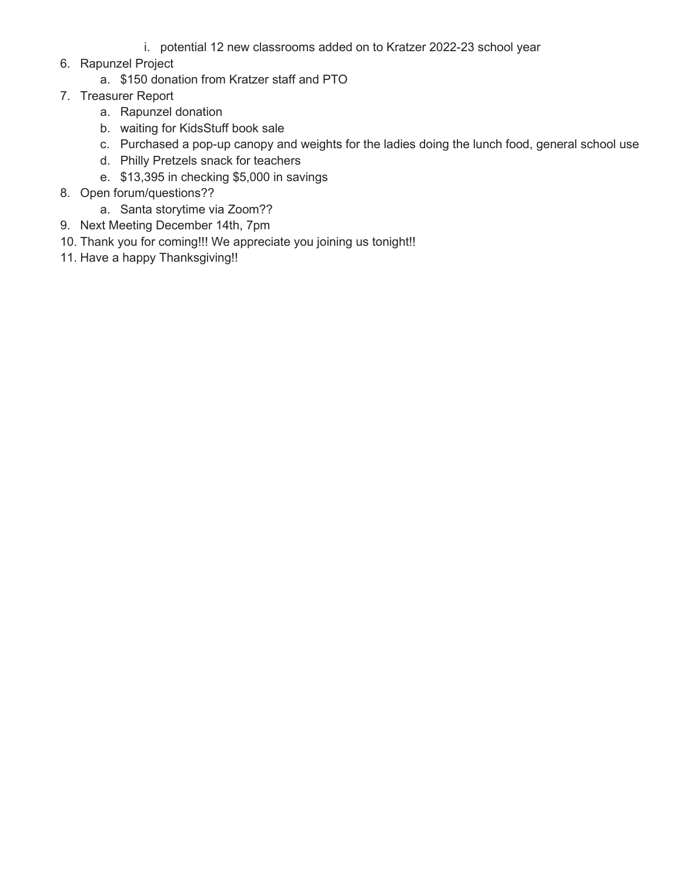i. potential 12 new classrooms added on to Kratzer 2022-23 school year

6. Rapunzel Project
    a. $150 donation from Kratzer staff and PTO
7. Treasurer Report
    a. Rapunzel donation
    b. waiting for KidsStuff book sale
    c. Purchased a pop-up canopy and weights for the ladies doing the lunch food, general school use
    d. Philly Pretzels snack for teachers
    e. $13,395 in checking $5,000 in savings
8. Open forum/questions??
    a. Santa storytime via Zoom??
9. Next Meeting December 14th, 7pm
10. Thank you for coming!!! We appreciate you joining us tonight!!
11. Have a happy Thanksgiving!!